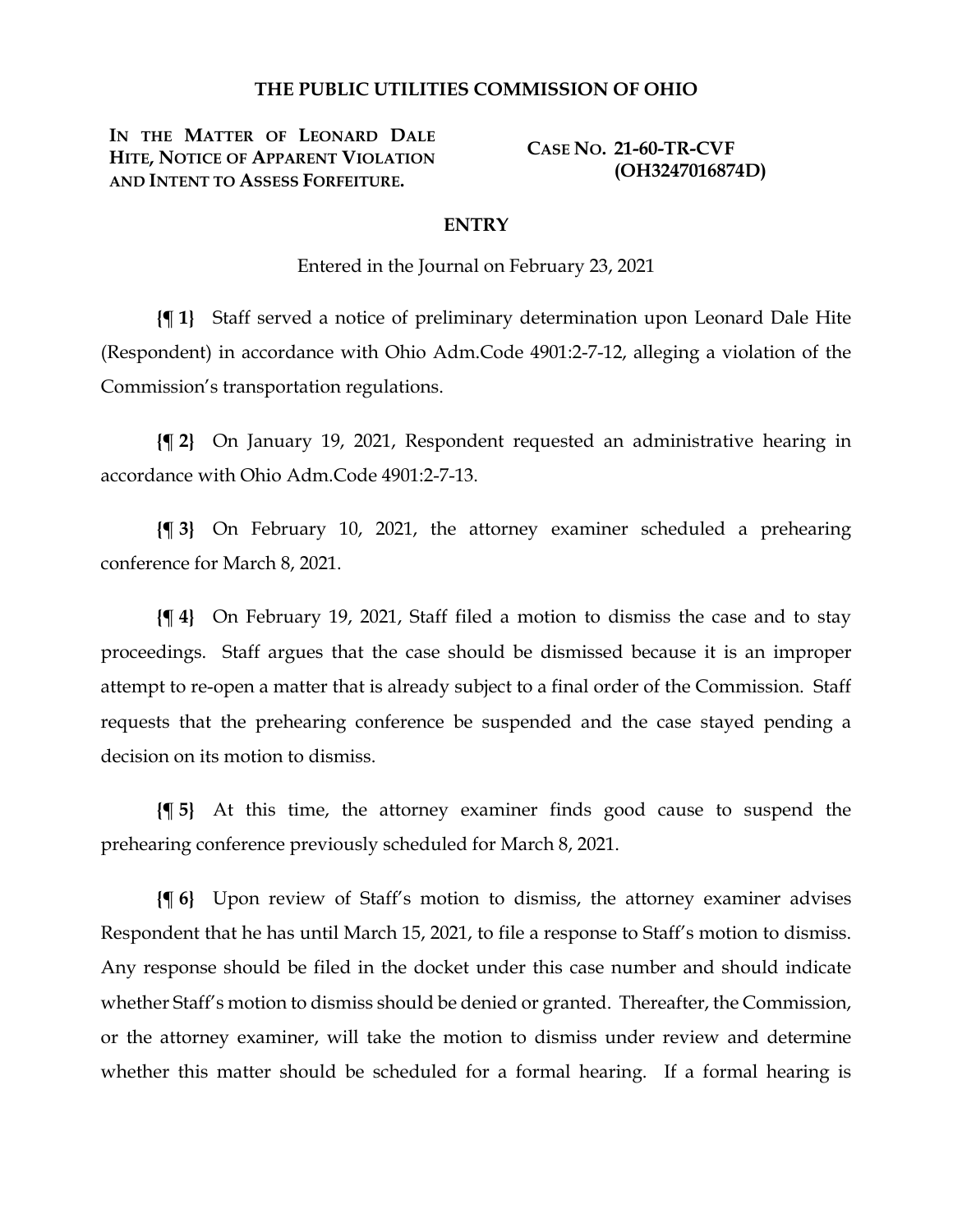# THE PUBLIC UTILITIES COMMISSION OF OHIO

**IN THE MATTER OF LEONARD DALE HITE, NOTICE OF APPARENT VIOLATION AND INTENT TO ASSESS FORFEITURE.**

**CASE NO. 21-60-TR-CVF (OH3247016874D)**

## ENTRY

Entered in the Journal on February 23, 2021

**{¶ 1}** Staff served a notice of preliminary determination upon Leonard Dale Hite (Respondent) in accordance with Ohio Adm.Code 4901:2-7-12, alleging a violation of the Commission's transportation regulations.

**{¶ 2}** On January 19, 2021, Respondent requested an administrative hearing in accordance with Ohio Adm.Code 4901:2-7-13.

**{¶ 3}** On February 10, 2021, the attorney examiner scheduled a prehearing conference for March 8, 2021.

**{¶ 4}** On February 19, 2021, Staff filed a motion to dismiss the case and to stay proceedings. Staff argues that the case should be dismissed because it is an improper attempt to re-open a matter that is already subject to a final order of the Commission. Staff requests that the prehearing conference be suspended and the case stayed pending a decision on its motion to dismiss.

**{¶ 5}** At this time, the attorney examiner finds good cause to suspend the prehearing conference previously scheduled for March 8, 2021.

**{¶ 6}** Upon review of Staff's motion to dismiss, the attorney examiner advises Respondent that he has until March 15, 2021, to file a response to Staff's motion to dismiss. Any response should be filed in the docket under this case number and should indicate whether Staff's motion to dismiss should be denied or granted. Thereafter, the Commission, or the attorney examiner, will take the motion to dismiss under review and determine whether this matter should be scheduled for a formal hearing. If a formal hearing is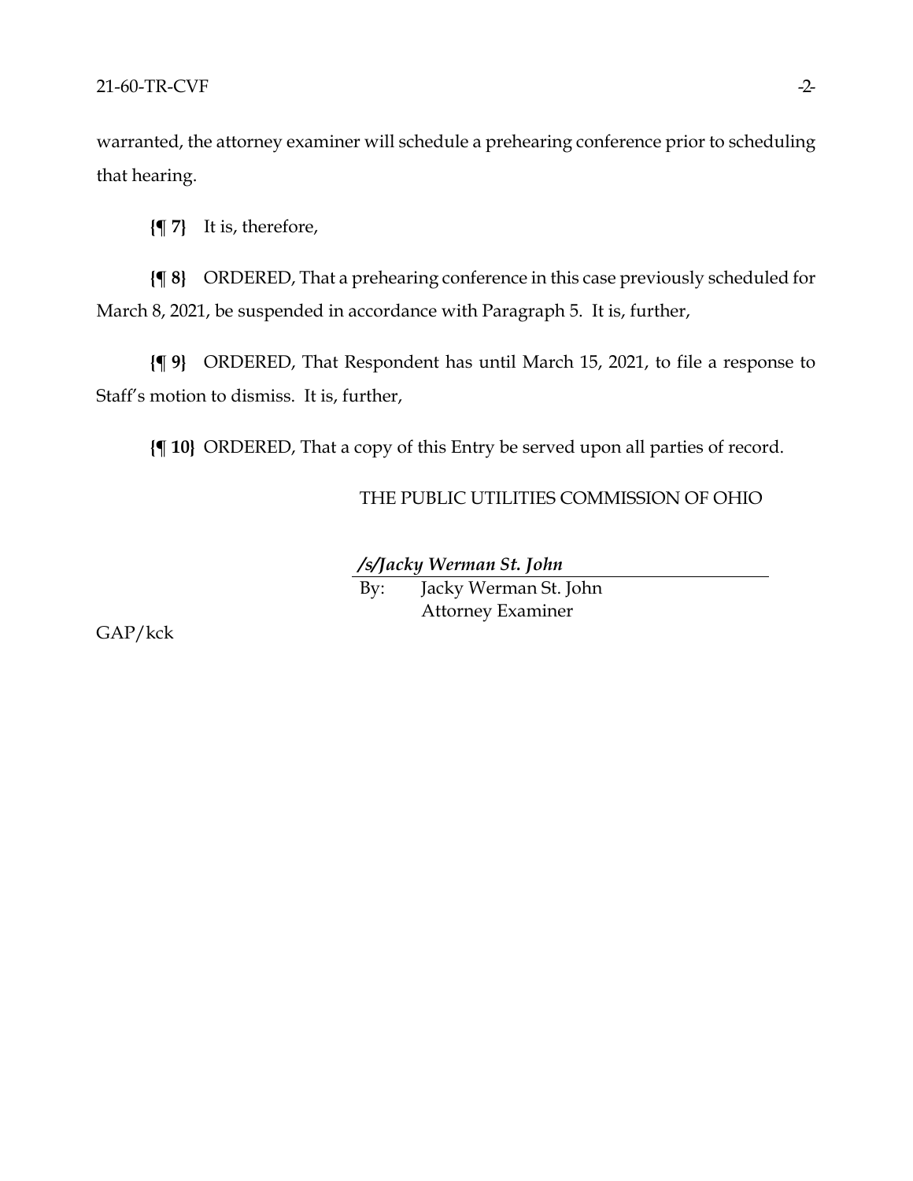warranted, the attorney examiner will schedule a prehearing conference prior to scheduling that hearing.

**{¶ 7}** It is, therefore,

**{¶ 8}** ORDERED, That a prehearing conference in this case previously scheduled for March 8, 2021, be suspended in accordance with Paragraph 5. It is, further,

**{¶ 9}** ORDERED, That Respondent has until March 15, 2021, to file a response to Staff's motion to dismiss. It is, further,

**{¶ 10}** ORDERED, That a copy of this Entry be served upon all parties of record.

THE PUBLIC UTILITIES COMMISSION OF OHIO

***/s/Jacky Werman St. John***

By: Jacky Werman St. John
Attorney Examiner

GAP/kck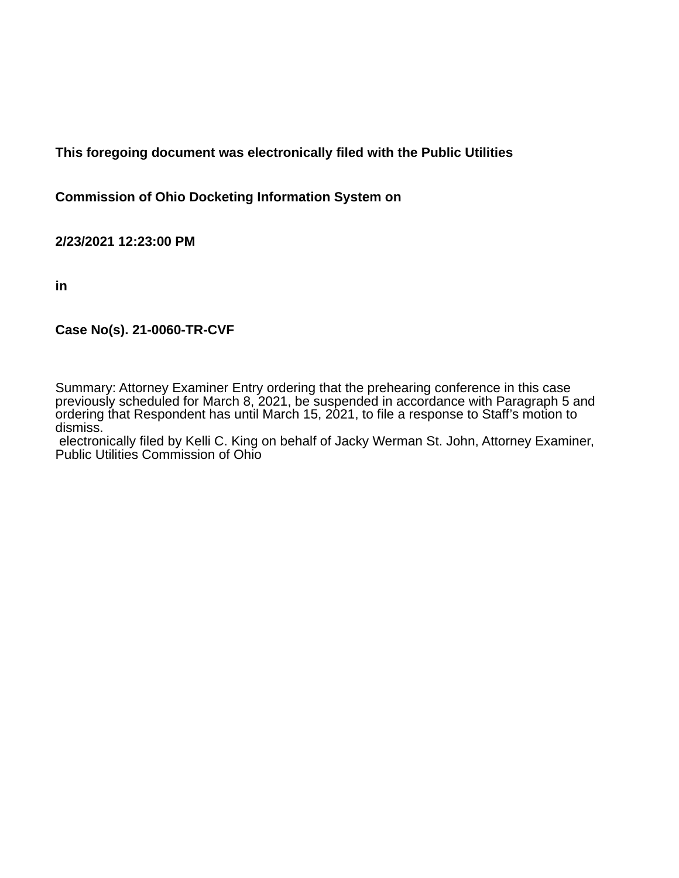**This foregoing document was electronically filed with the Public Utilities**

**Commission of Ohio Docketing Information System on**

**2/23/2021 12:23:00 PM**

**in**

**Case No(s). 21-0060-TR-CVF**

Summary: Attorney Examiner Entry ordering that the prehearing conference in this case previously scheduled for March 8, 2021, be suspended in accordance with Paragraph 5 and ordering that Respondent has until March 15, 2021, to file a response to Staff's motion to dismiss.
electronically filed by Kelli C. King on behalf of Jacky Werman St. John, Attorney Examiner, Public Utilities Commission of Ohio